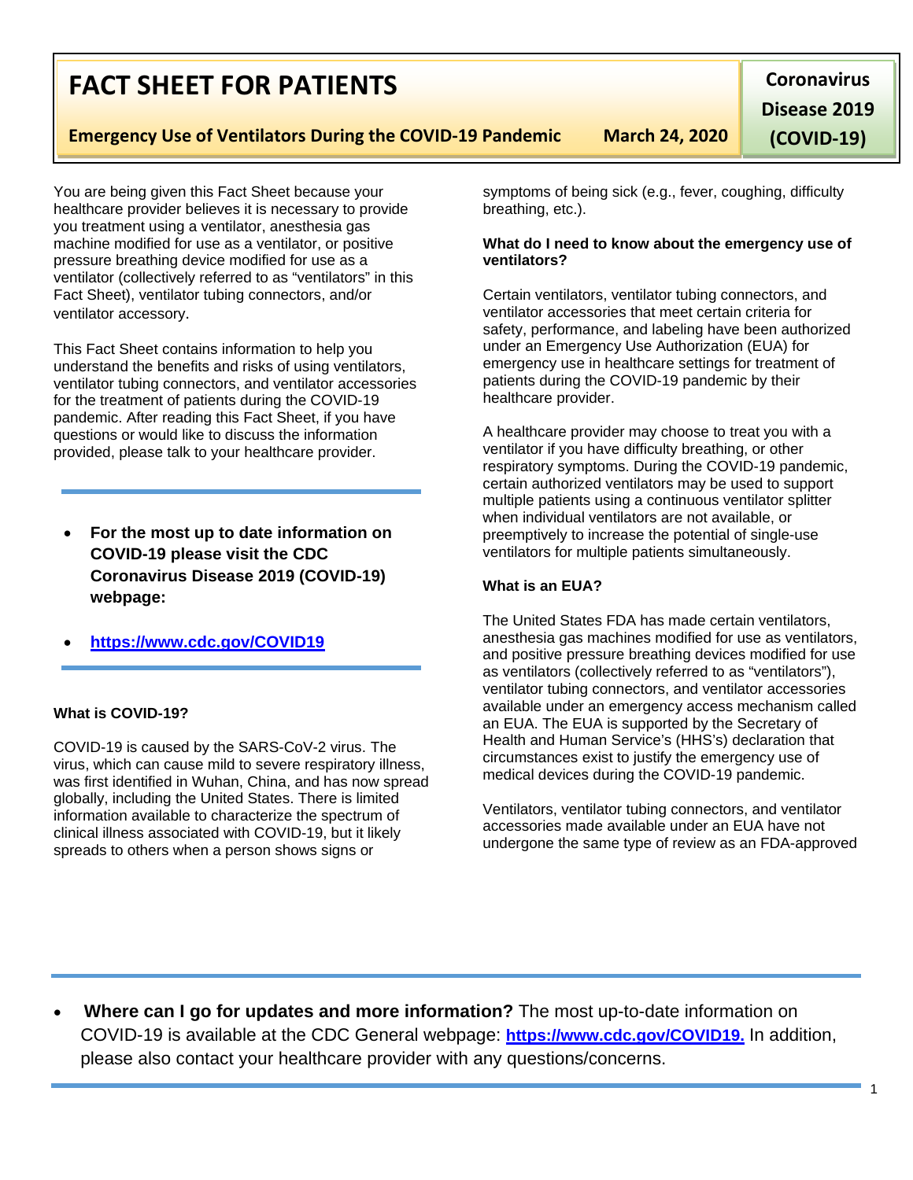# FACT SHEET FOR PATIENTS

**Coronavirus Disease 2019 (COVID-19)**

**Emergency Use of Ventilators During the COVID-19 Pandemic** **March 24, 2020**

You are being given this Fact Sheet because your healthcare provider believes it is necessary to provide you treatment using a ventilator, anesthesia gas machine modified for use as a ventilator, or positive pressure breathing device modified for use as a ventilator (collectively referred to as "ventilators" in this Fact Sheet), ventilator tubing connectors, and/or ventilator accessory.

This Fact Sheet contains information to help you understand the benefits and risks of using ventilators, ventilator tubing connectors, and ventilator accessories for the treatment of patients during the COVID-19 pandemic. After reading this Fact Sheet, if you have questions or would like to discuss the information provided, please talk to your healthcare provider.

- **For the most up to date information on COVID-19 please visit the CDC Coronavirus Disease 2019 (COVID-19) webpage:**
- **https://www.cdc.gov/COVID19**

**What is COVID-19?**

COVID-19 is caused by the SARS-CoV-2 virus. The virus, which can cause mild to severe respiratory illness, was first identified in Wuhan, China, and has now spread globally, including the United States. There is limited information available to characterize the spectrum of clinical illness associated with COVID-19, but it likely spreads to others when a person shows signs or symptoms of being sick (e.g., fever, coughing, difficulty breathing, etc.).

**What do I need to know about the emergency use of ventilators?**

Certain ventilators, ventilator tubing connectors, and ventilator accessories that meet certain criteria for safety, performance, and labeling have been authorized under an Emergency Use Authorization (EUA) for emergency use in healthcare settings for treatment of patients during the COVID-19 pandemic by their healthcare provider.

A healthcare provider may choose to treat you with a ventilator if you have difficulty breathing, or other respiratory symptoms. During the COVID-19 pandemic, certain authorized ventilators may be used to support multiple patients using a continuous ventilator splitter when individual ventilators are not available, or preemptively to increase the potential of single-use ventilators for multiple patients simultaneously.

**What is an EUA?**

The United States FDA has made certain ventilators, anesthesia gas machines modified for use as ventilators, and positive pressure breathing devices modified for use as ventilators (collectively referred to as "ventilators"), ventilator tubing connectors, and ventilator accessories available under an emergency access mechanism called an EUA. The EUA is supported by the Secretary of Health and Human Service's (HHS's) declaration that circumstances exist to justify the emergency use of medical devices during the COVID-19 pandemic.

Ventilators, ventilator tubing connectors, and ventilator accessories made available under an EUA have not undergone the same type of review as an FDA-approved

- **Where can I go for updates and more information?** The most up-to-date information on COVID-19 is available at the CDC General webpage: **https://www.cdc.gov/COVID19.** In addition, please also contact your healthcare provider with any questions/concerns.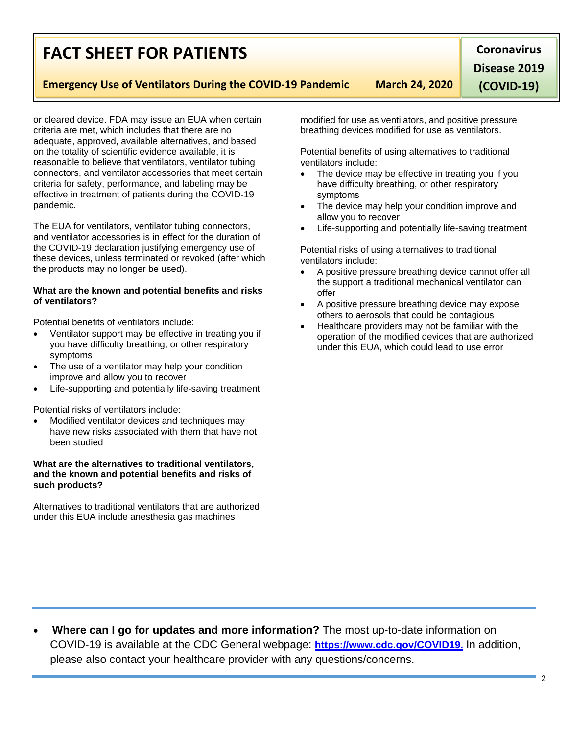or cleared device. FDA may issue an EUA when certain criteria are met, which includes that there are no adequate, approved, available alternatives, and based on the totality of scientific evidence available, it is reasonable to believe that ventilators, ventilator tubing connectors, and ventilator accessories that meet certain criteria for safety, performance, and labeling may be effective in treatment of patients during the COVID-19 pandemic.

The EUA for ventilators, ventilator tubing connectors, and ventilator accessories is in effect for the duration of the COVID-19 declaration justifying emergency use of these devices, unless terminated or revoked (after which the products may no longer be used).

**What are the known and potential benefits and risks of ventilators?**

Potential benefits of ventilators include:

- Ventilator support may be effective in treating you if you have difficulty breathing, or other respiratory symptoms
- The use of a ventilator may help your condition improve and allow you to recover
- Life-supporting and potentially life-saving treatment

Potential risks of ventilators include:

- Modified ventilator devices and techniques may have new risks associated with them that have not been studied

**What are the alternatives to traditional ventilators, and the known and potential benefits and risks of such products?**

Alternatives to traditional ventilators that are authorized under this EUA include anesthesia gas machines modified for use as ventilators, and positive pressure breathing devices modified for use as ventilators.

Potential benefits of using alternatives to traditional ventilators include:

- The device may be effective in treating you if you have difficulty breathing, or other respiratory symptoms
- The device may help your condition improve and allow you to recover
- Life-supporting and potentially life-saving treatment

Potential risks of using alternatives to traditional ventilators include:

- A positive pressure breathing device cannot offer all the support a traditional mechanical ventilator can offer
- A positive pressure breathing device may expose others to aerosols that could be contagious
- Healthcare providers may not be familiar with the operation of the modified devices that are authorized under this EUA, which could lead to use error

---

- **Where can I go for updates and more information?** The most up-to-date information on COVID-19 is available at the CDC General webpage: **https://www.cdc.gov/COVID19.** In addition, please also contact your healthcare provider with any questions/concerns.